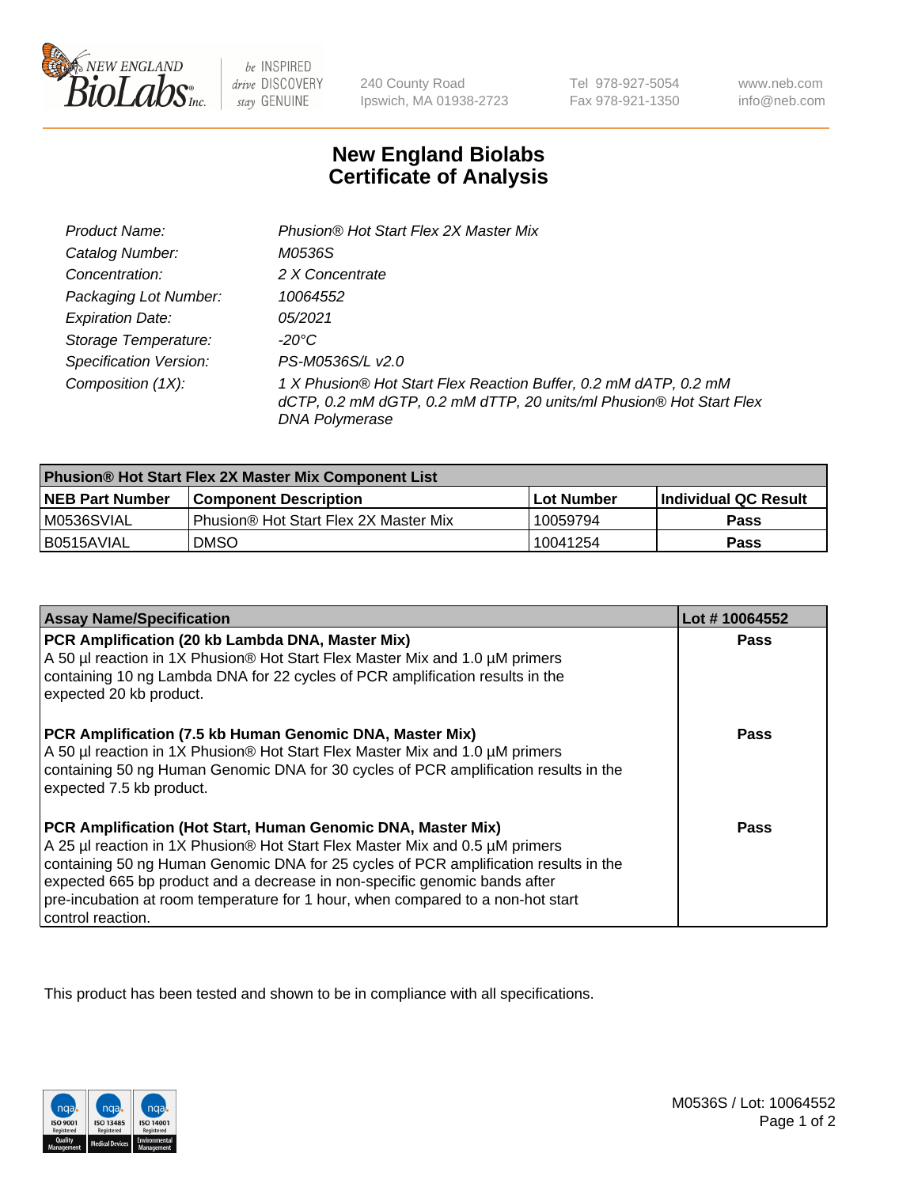# New England Biolabs Certificate of Analysis

| | |
|---|---|
| Product Name: | Phusion® Hot Start Flex 2X Master Mix |
| Catalog Number: | M0536S |
| Concentration: | 2 X Concentrate |
| Packaging Lot Number: | 10064552 |
| Expiration Date: | 05/2021 |
| Storage Temperature: | -20°C |
| Specification Version: | PS-M0536S/L v2.0 |
| Composition (1X): | 1 X Phusion® Hot Start Flex Reaction Buffer, 0.2 mM dATP, 0.2 mM dCTP, 0.2 mM dGTP, 0.2 mM dTTP, 20 units/ml Phusion® Hot Start Flex DNA Polymerase |

| Phusion® Hot Start Flex 2X Master Mix Component List | | | |
|---|---|---|---|
| **NEB Part Number** | **Component Description** | **Lot Number** | **Individual QC Result** |
| M0536SVIAL | Phusion® Hot Start Flex 2X Master Mix | 10059794 | **Pass** |
| B0515AVIAL | DMSO | 10041254 | **Pass** |

| Assay Name/Specification | Lot # 10064552 |
|---|---|
| **PCR Amplification (20 kb Lambda DNA, Master Mix)**<br>A 50 µl reaction in 1X Phusion® Hot Start Flex Master Mix and 1.0 µM primers containing 10 ng Lambda DNA for 22 cycles of PCR amplification results in the expected 20 kb product. | **Pass** |
| **PCR Amplification (7.5 kb Human Genomic DNA, Master Mix)**<br>A 50 µl reaction in 1X Phusion® Hot Start Flex Master Mix and 1.0 µM primers containing 50 ng Human Genomic DNA for 30 cycles of PCR amplification results in the expected 7.5 kb product. | **Pass** |
| **PCR Amplification (Hot Start, Human Genomic DNA, Master Mix)**<br>A 25 µl reaction in 1X Phusion® Hot Start Flex Master Mix and 0.5 µM primers containing 50 ng Human Genomic DNA for 25 cycles of PCR amplification results in the expected 665 bp product and a decrease in non-specific genomic bands after pre-incubation at room temperature for 1 hour, when compared to a non-hot start control reaction. | **Pass** |

This product has been tested and shown to be in compliance with all specifications.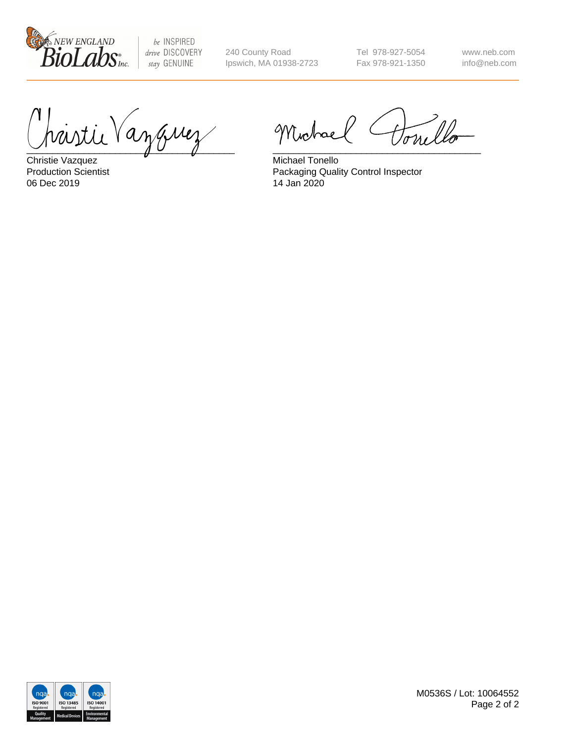240 County Road
Ipswich, MA 01938-2723

Tel 978-927-5054
Fax 978-921-1350

www.neb.com
info@neb.com

Christie Vazquez
Production Scientist
06 Dec 2019

Michael Tonello
Packaging Quality Control Inspector
14 Jan 2020

M0536S / Lot: 10064552